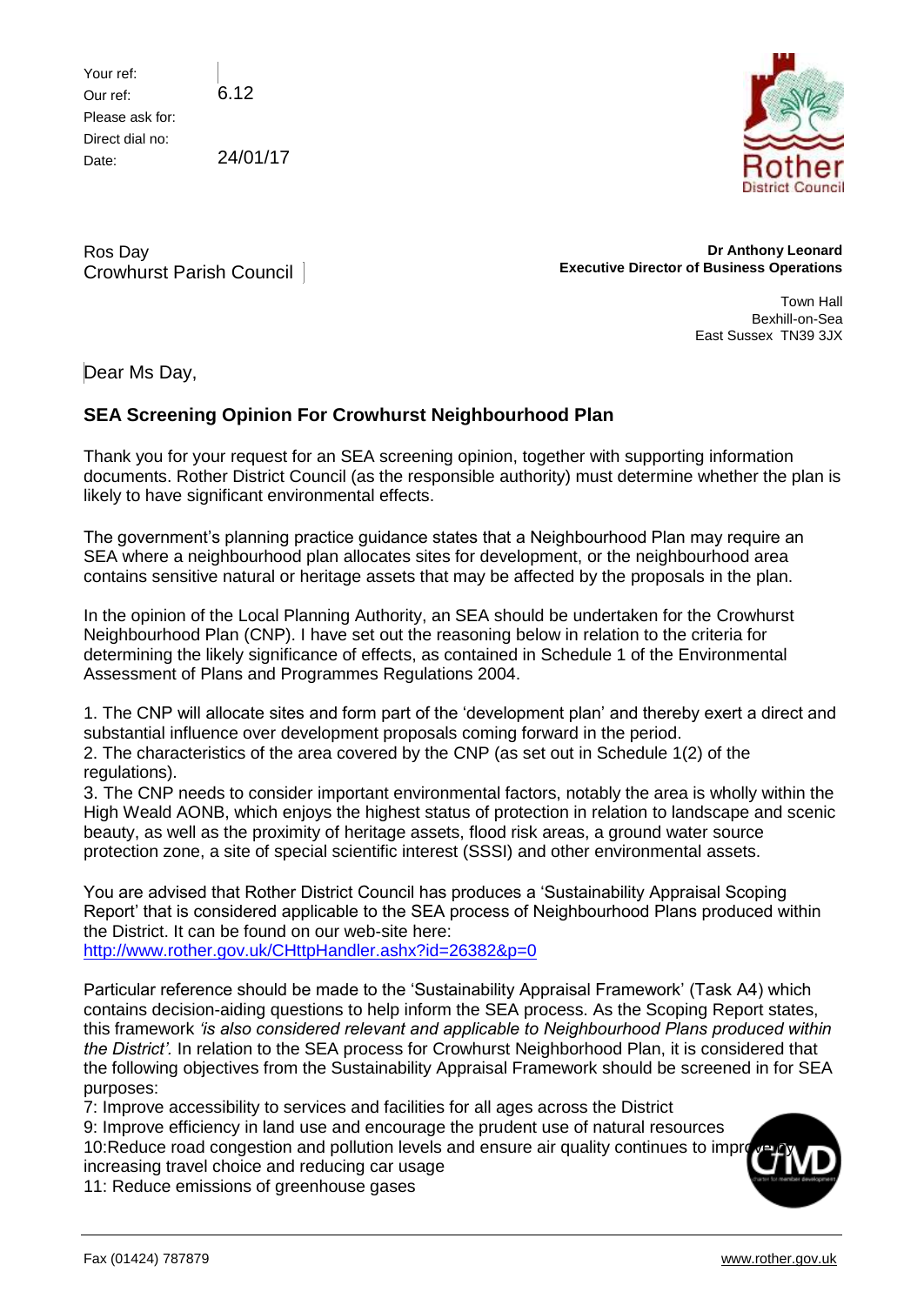Your ref:
Our ref: 6.12
Please ask for:
Direct dial no:
Date: 24/01/17

Ros Day
Crowhurst Parish Council

**Dr Anthony Leonard**
**Executive Director of Business Operations**

Town Hall
Bexhill-on-Sea
East Sussex TN39 3JX

Dear Ms Day,

## SEA Screening Opinion For Crowhurst Neighbourhood Plan

Thank you for your request for an SEA screening opinion, together with supporting information documents. Rother District Council (as the responsible authority) must determine whether the plan is likely to have significant environmental effects.

The government's planning practice guidance states that a Neighbourhood Plan may require an SEA where a neighbourhood plan allocates sites for development, or the neighbourhood area contains sensitive natural or heritage assets that may be affected by the proposals in the plan.

In the opinion of the Local Planning Authority, an SEA should be undertaken for the Crowhurst Neighbourhood Plan (CNP). I have set out the reasoning below in relation to the criteria for determining the likely significance of effects, as contained in Schedule 1 of the Environmental Assessment of Plans and Programmes Regulations 2004.

1. The CNP will allocate sites and form part of the 'development plan' and thereby exert a direct and substantial influence over development proposals coming forward in the period.
2. The characteristics of the area covered by the CNP (as set out in Schedule 1(2) of the regulations).
3. The CNP needs to consider important environmental factors, notably the area is wholly within the High Weald AONB, which enjoys the highest status of protection in relation to landscape and scenic beauty, as well as the proximity of heritage assets, flood risk areas, a ground water source protection zone, a site of special scientific interest (SSSI) and other environmental assets.

You are advised that Rother District Council has produces a 'Sustainability Appraisal Scoping Report' that is considered applicable to the SEA process of Neighbourhood Plans produced within the District. It can be found on our web-site here:
http://www.rother.gov.uk/CHttpHandler.ashx?id=26382&p=0

Particular reference should be made to the 'Sustainability Appraisal Framework' (Task A4) which contains decision-aiding questions to help inform the SEA process. As the Scoping Report states, this framework *'is also considered relevant and applicable to Neighbourhood Plans produced within the District'.* In relation to the SEA process for Crowhurst Neighborhood Plan, it is considered that the following objectives from the Sustainability Appraisal Framework should be screened in for SEA purposes:
7: Improve accessibility to services and facilities for all ages across the District
9: Improve efficiency in land use and encourage the prudent use of natural resources
10:Reduce road congestion and pollution levels and ensure air quality continues to improve by increasing travel choice and reducing car usage
11: Reduce emissions of greenhouse gases

Fax (01424) 787879 www.rother.gov.uk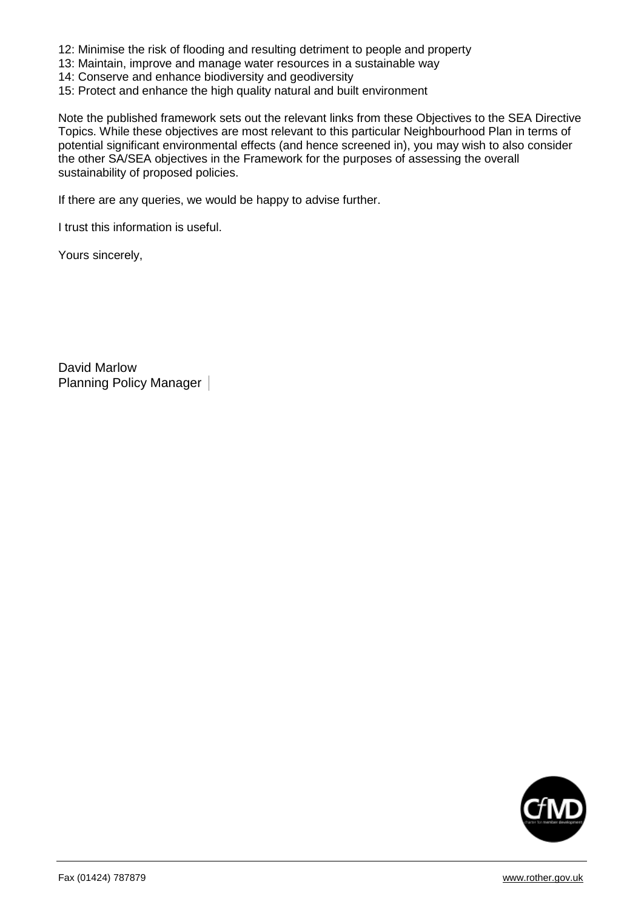12: Minimise the risk of flooding and resulting detriment to people and property
13: Maintain, improve and manage water resources in a sustainable way
14: Conserve and enhance biodiversity and geodiversity
15: Protect and enhance the high quality natural and built environment

Note the published framework sets out the relevant links from these Objectives to the SEA Directive Topics. While these objectives are most relevant to this particular Neighbourhood Plan in terms of potential significant environmental effects (and hence screened in), you may wish to also consider the other SA/SEA objectives in the Framework for the purposes of assessing the overall sustainability of proposed policies.

If there are any queries, we would be happy to advise further.

I trust this information is useful.

Yours sincerely,

David Marlow
Planning Policy Manager

Fax (01424) 787879 www.rother.gov.uk